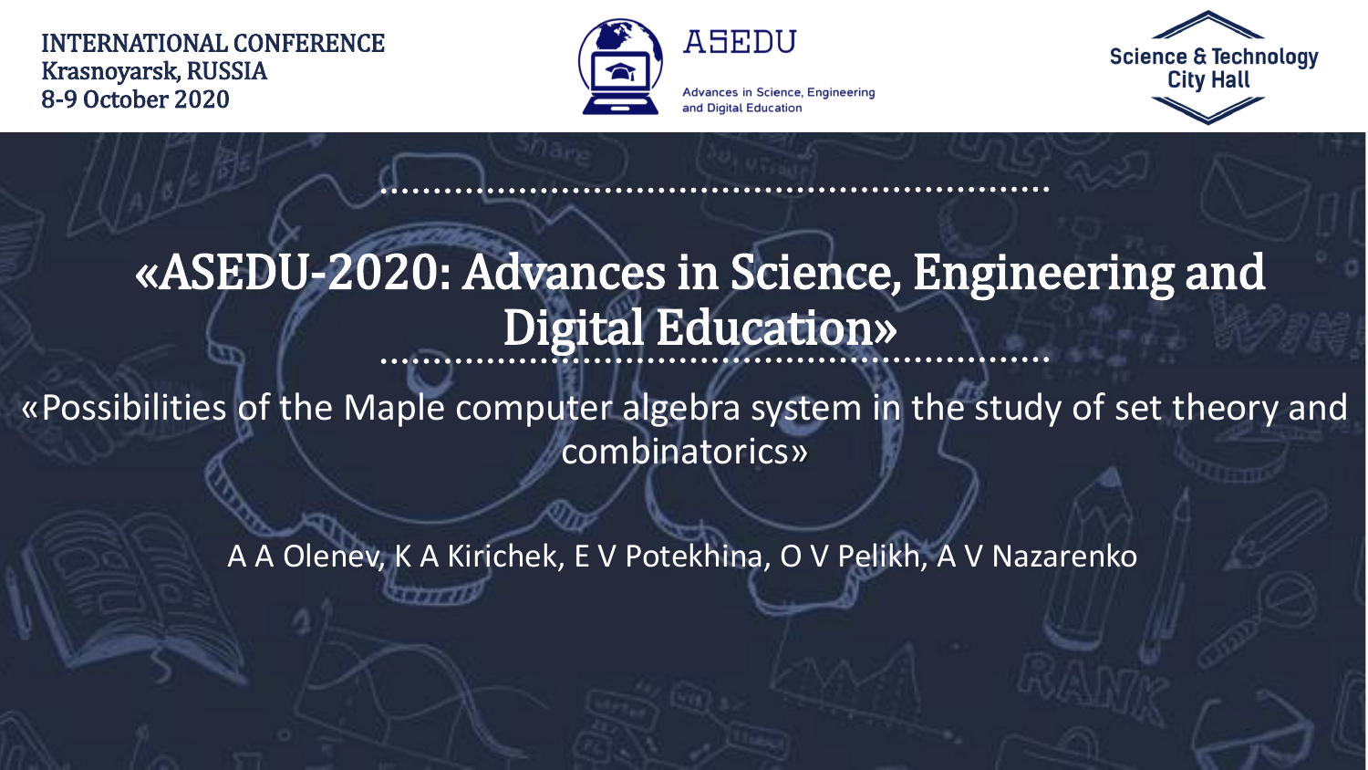INTERNATIONAL CONFERENCE
Krasnoyarsk, RUSSIA
8-9 October 2020

ASEDU

Advances in Science, Engineering and Digital Education

Science & Technology City Hall

# «ASEDU-2020: Advances in Science, Engineering and Digital Education»

## «Possibilities of the Maple computer algebra system in the study of set theory and combinatorics»

A A Olenev, K A Kirichek, E V Potekhina, O V Pelikh, A V Nazarenko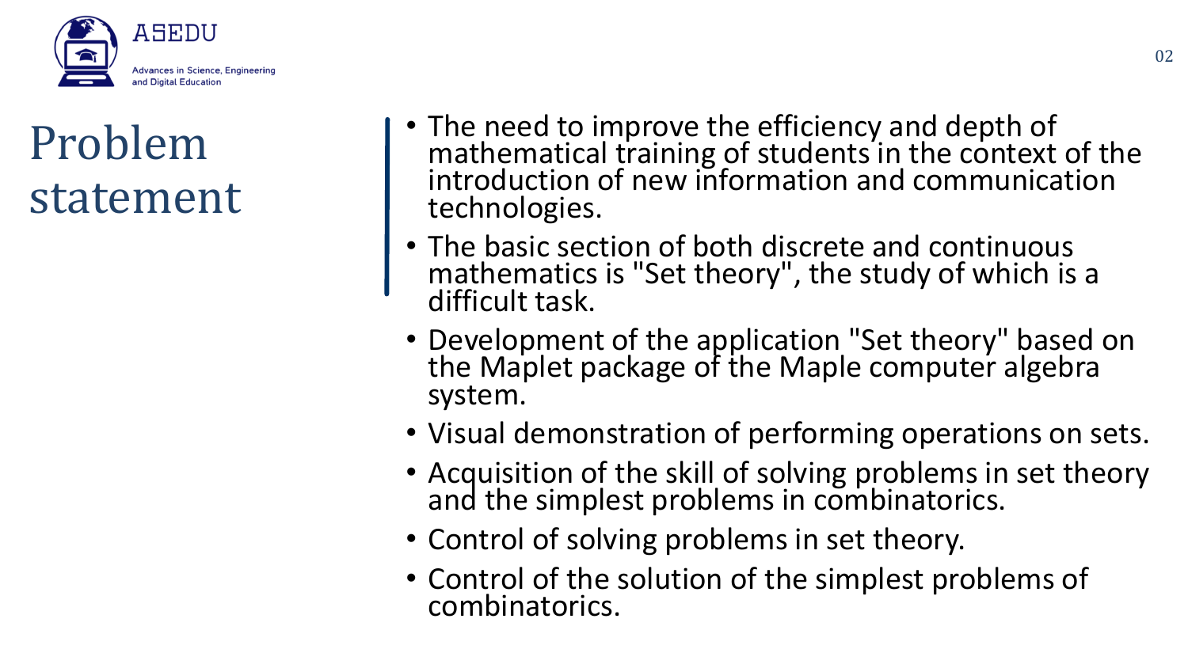# Problem statement

- The need to improve the efficiency and depth of mathematical training of students in the context of the introduction of new information and communication technologies.
- The basic section of both discrete and continuous mathematics is "Set theory", the study of which is a difficult task.
- Development of the application "Set theory" based on the Maplet package of the Maple computer algebra system.
- Visual demonstration of performing operations on sets.
- Acquisition of the skill of solving problems in set theory and the simplest problems in combinatorics.
- Control of solving problems in set theory.
- Control of the solution of the simplest problems of combinatorics.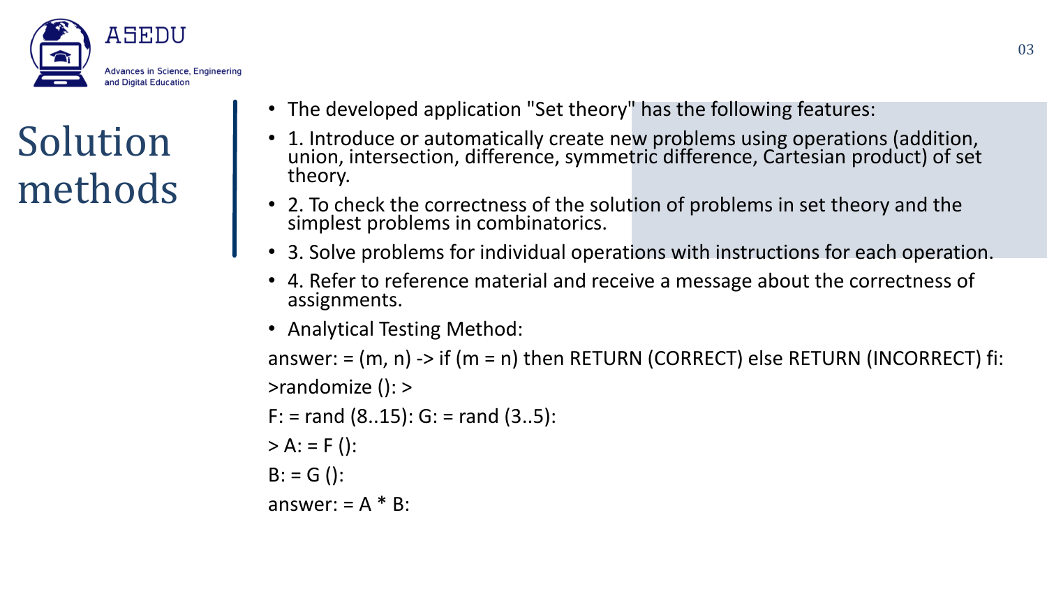# Solution methods

- The developed application "Set theory" has the following features:
- 1. Introduce or automatically create new problems using operations (addition, union, intersection, difference, symmetric difference, Cartesian product) of set theory.
- 2. To check the correctness of the solution of problems in set theory and the simplest problems in combinatorics.
- 3. Solve problems for individual operations with instructions for each operation.
- 4. Refer to reference material and receive a message about the correctness of assignments.
- Analytical Testing Method:

```
answer: = (m, n) -> if (m = n) then RETURN (CORRECT) else RETURN (INCORRECT) fi:
>randomize (): >
F: = rand (8..15): G: = rand (3..5):
> A: = F ():
B: = G ():
answer: = A * B:
```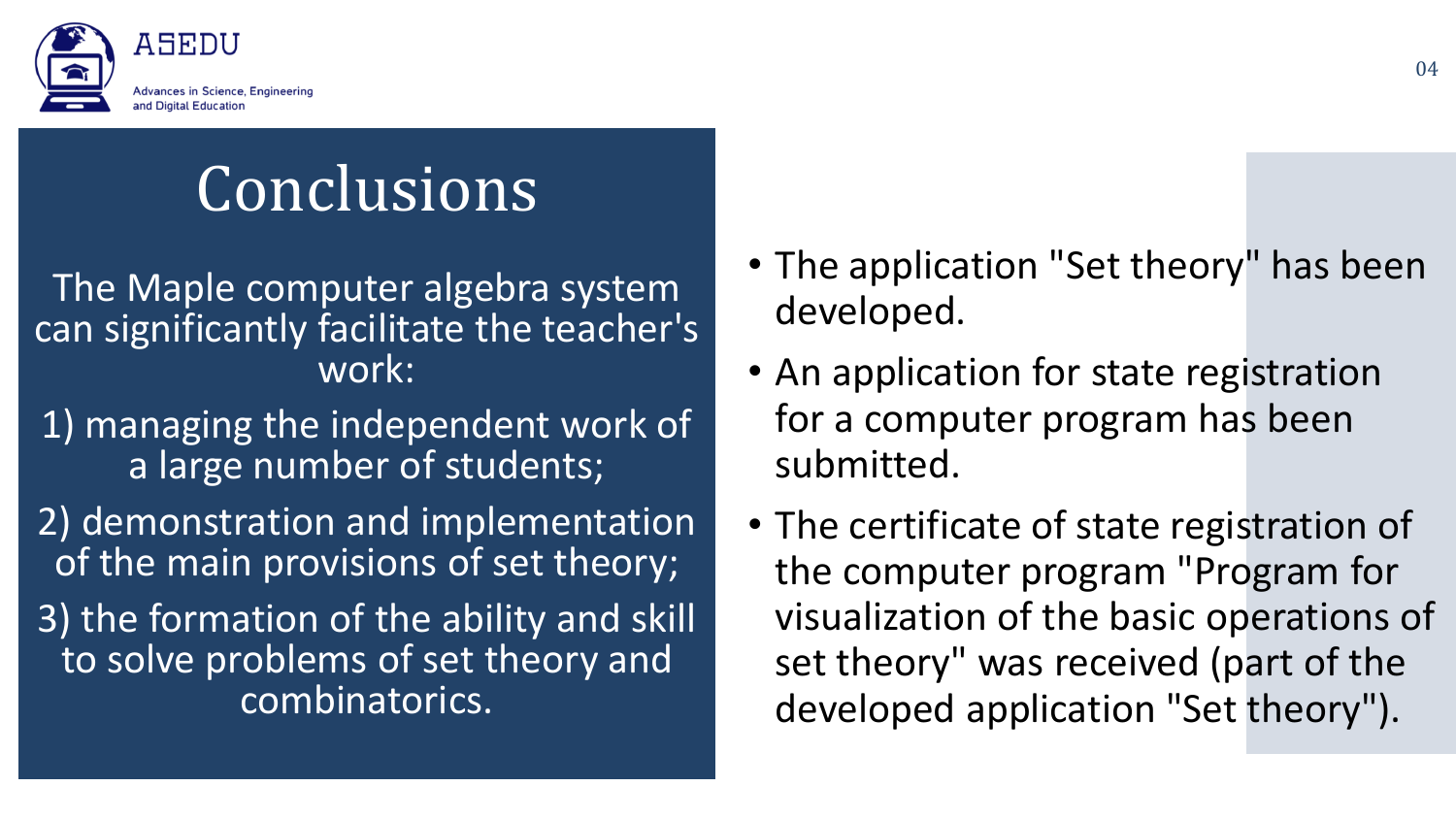# Conclusions

The Maple computer algebra system can significantly facilitate the teacher's work:

1) managing the independent work of a large number of students;

2) demonstration and implementation of the main provisions of set theory;

3) the formation of the ability and skill to solve problems of set theory and combinatorics.

- The application "Set theory" has been developed.
- An application for state registration for a computer program has been submitted.
- The certificate of state registration of the computer program "Program for visualization of the basic operations of set theory" was received (part of the developed application "Set theory").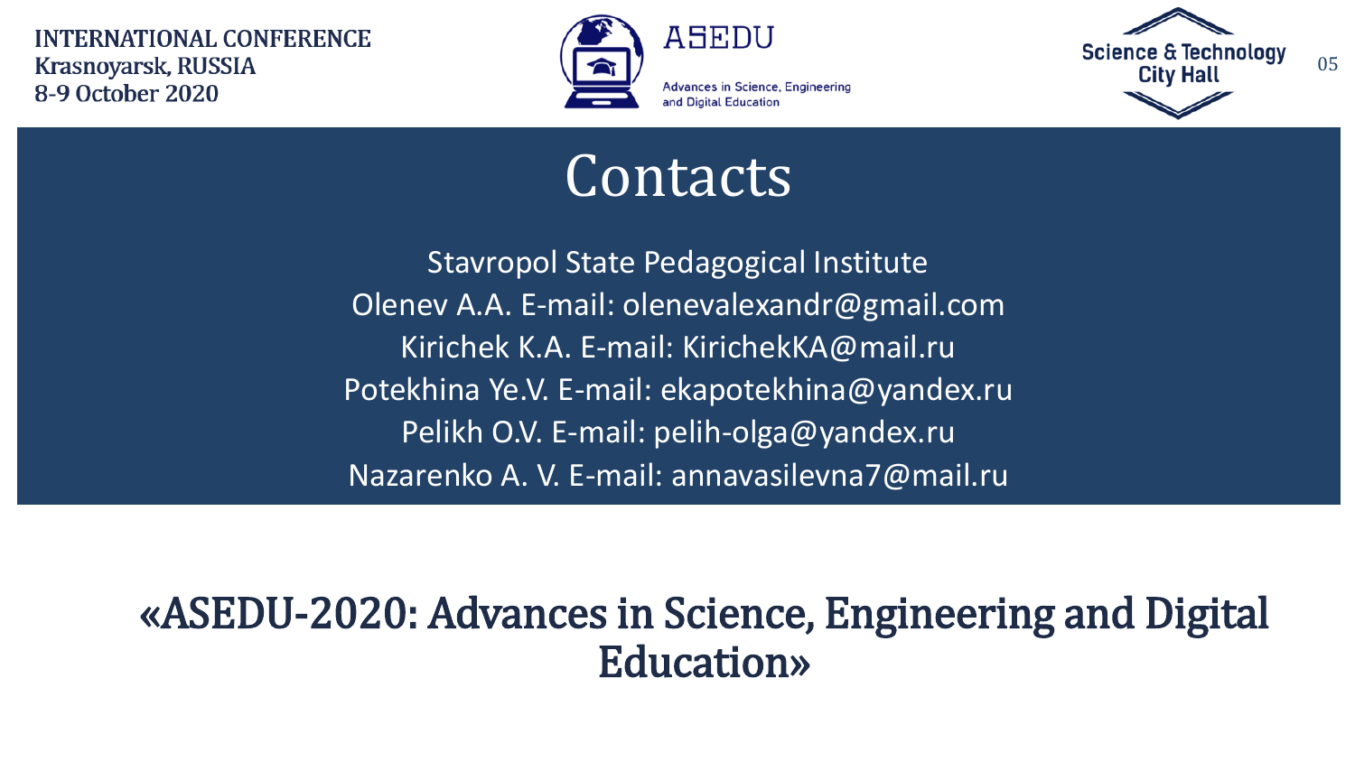# Contacts

Stavropol State Pedagogical Institute

Olenev A.A. E-mail: olenevalexandr@gmail.com

Kirichek K.A. E-mail: KirichekKA@mail.ru

Potekhina Ye.V. E-mail: ekapotekhina@yandex.ru

Pelikh O.V. E-mail: pelih-olga@yandex.ru

Nazarenko A. V. E-mail: annavasilevna7@mail.ru

«ASEDU-2020: Advances in Science, Engineering and Digital Education»